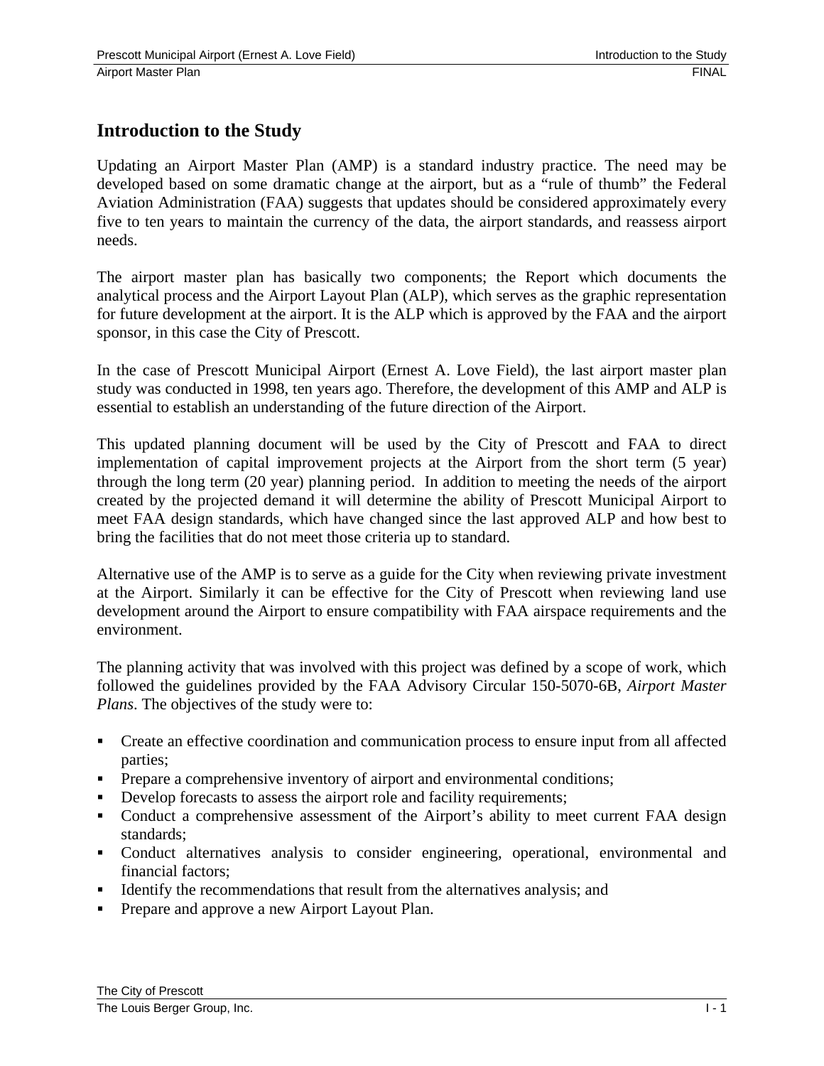# Introduction to the Study

Updating an Airport Master Plan (AMP) is a standard industry practice. The need may be developed based on some dramatic change at the airport, but as a "rule of thumb" the Federal Aviation Administration (FAA) suggests that updates should be considered approximately every five to ten years to maintain the currency of the data, the airport standards, and reassess airport needs.

The airport master plan has basically two components; the Report which documents the analytical process and the Airport Layout Plan (ALP), which serves as the graphic representation for future development at the airport. It is the ALP which is approved by the FAA and the airport sponsor, in this case the City of Prescott.

In the case of Prescott Municipal Airport (Ernest A. Love Field), the last airport master plan study was conducted in 1998, ten years ago. Therefore, the development of this AMP and ALP is essential to establish an understanding of the future direction of the Airport.

This updated planning document will be used by the City of Prescott and FAA to direct implementation of capital improvement projects at the Airport from the short term (5 year) through the long term (20 year) planning period. In addition to meeting the needs of the airport created by the projected demand it will determine the ability of Prescott Municipal Airport to meet FAA design standards, which have changed since the last approved ALP and how best to bring the facilities that do not meet those criteria up to standard.

Alternative use of the AMP is to serve as a guide for the City when reviewing private investment at the Airport. Similarly it can be effective for the City of Prescott when reviewing land use development around the Airport to ensure compatibility with FAA airspace requirements and the environment.

The planning activity that was involved with this project was defined by a scope of work, which followed the guidelines provided by the FAA Advisory Circular 150-5070-6B, *Airport Master Plans*. The objectives of the study were to:

- Create an effective coordination and communication process to ensure input from all affected parties;
- Prepare a comprehensive inventory of airport and environmental conditions;
- Develop forecasts to assess the airport role and facility requirements;
- Conduct a comprehensive assessment of the Airport's ability to meet current FAA design standards;
- Conduct alternatives analysis to consider engineering, operational, environmental and financial factors;
- Identify the recommendations that result from the alternatives analysis; and
- Prepare and approve a new Airport Layout Plan.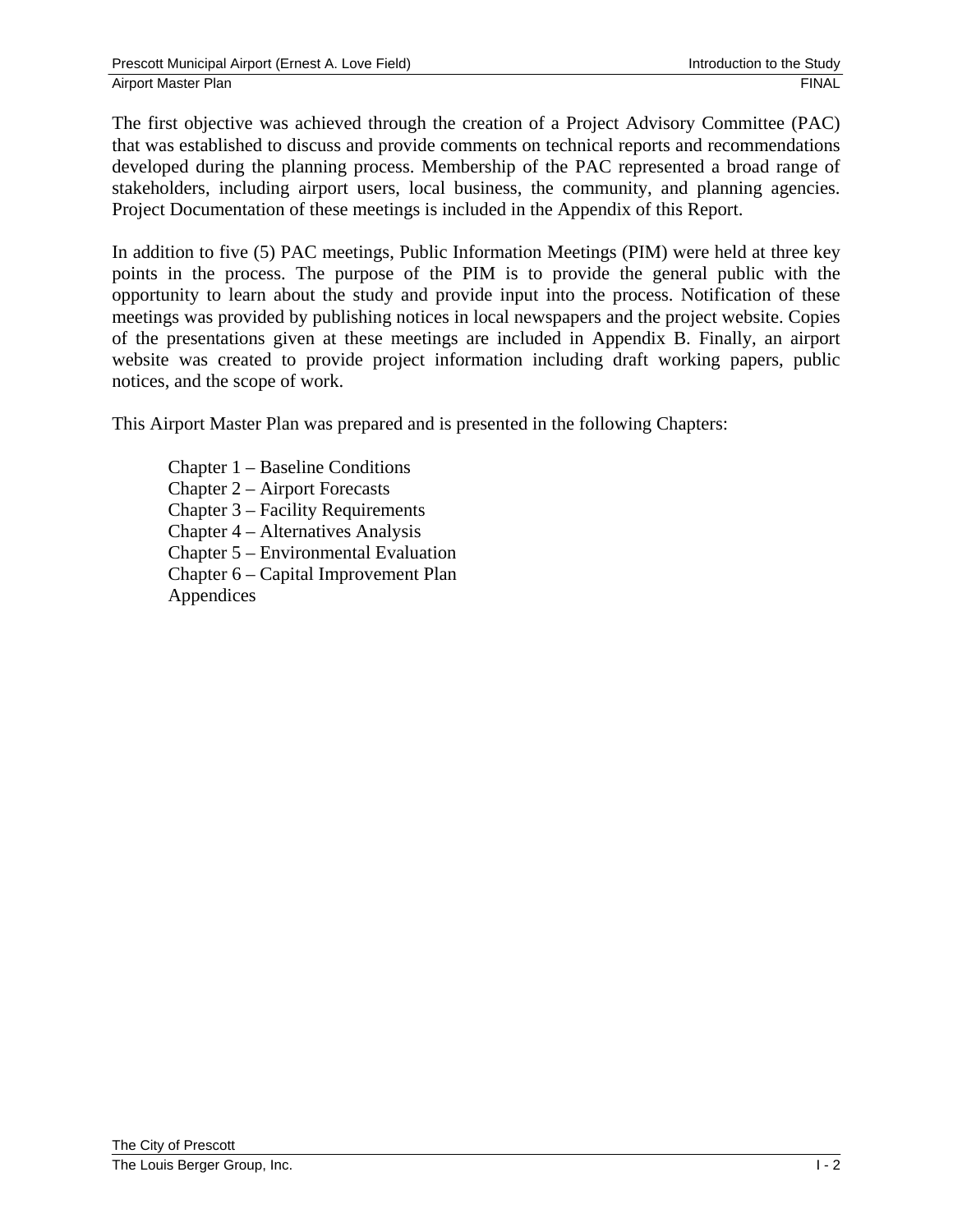The first objective was achieved through the creation of a Project Advisory Committee (PAC) that was established to discuss and provide comments on technical reports and recommendations developed during the planning process. Membership of the PAC represented a broad range of stakeholders, including airport users, local business, the community, and planning agencies. Project Documentation of these meetings is included in the Appendix of this Report.

In addition to five (5) PAC meetings, Public Information Meetings (PIM) were held at three key points in the process. The purpose of the PIM is to provide the general public with the opportunity to learn about the study and provide input into the process. Notification of these meetings was provided by publishing notices in local newspapers and the project website. Copies of the presentations given at these meetings are included in Appendix B. Finally, an airport website was created to provide project information including draft working papers, public notices, and the scope of work.

This Airport Master Plan was prepared and is presented in the following Chapters:

Chapter 1 – Baseline Conditions
Chapter 2 – Airport Forecasts
Chapter 3 – Facility Requirements
Chapter 4 – Alternatives Analysis
Chapter 5 – Environmental Evaluation
Chapter 6 – Capital Improvement Plan
Appendices